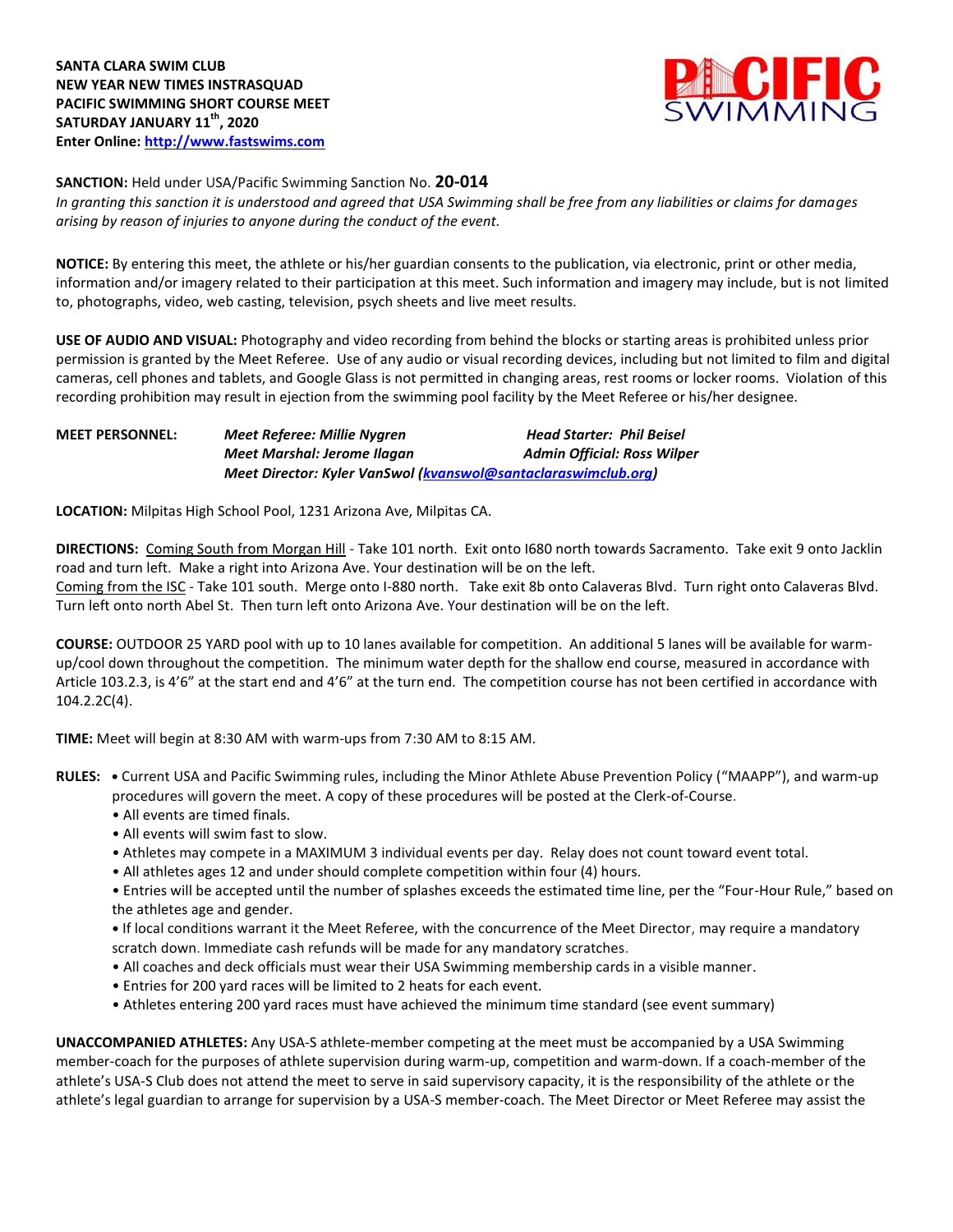**SANTA CLARA SWIM CLUB**
**NEW YEAR NEW TIMES INSTRASQUAD**
**PACIFIC SWIMMING SHORT COURSE MEET**
**SATURDAY JANUARY 11th, 2020**
**Enter Online: http://www.fastswims.com**

**SANCTION:** Held under USA/Pacific Swimming Sanction No. **20-014**
*In granting this sanction it is understood and agreed that USA Swimming shall be free from any liabilities or claims for damages arising by reason of injuries to anyone during the conduct of the event.*

**NOTICE:** By entering this meet, the athlete or his/her guardian consents to the publication, via electronic, print or other media, information and/or imagery related to their participation at this meet. Such information and imagery may include, but is not limited to, photographs, video, web casting, television, psych sheets and live meet results.

**USE OF AUDIO AND VISUAL:** Photography and video recording from behind the blocks or starting areas is prohibited unless prior permission is granted by the Meet Referee. Use of any audio or visual recording devices, including but not limited to film and digital cameras, cell phones and tablets, and Google Glass is not permitted in changing areas, rest rooms or locker rooms. Violation of this recording prohibition may result in ejection from the swimming pool facility by the Meet Referee or his/her designee.

**MEET PERSONNEL:**
*Meet Referee: Millie Nygren* — *Head Starter: Phil Beisel*
*Meet Marshal: Jerome Ilagan* — *Admin Official: Ross Wilper*
*Meet Director: Kyler VanSwol (kvanswol@santaclaraswimclub.org)*

**LOCATION:** Milpitas High School Pool, 1231 Arizona Ave, Milpitas CA.

**DIRECTIONS:** Coming South from Morgan Hill - Take 101 north. Exit onto I680 north towards Sacramento. Take exit 9 onto Jacklin road and turn left. Make a right into Arizona Ave. Your destination will be on the left.
Coming from the ISC - Take 101 south. Merge onto I-880 north. Take exit 8b onto Calaveras Blvd. Turn right onto Calaveras Blvd. Turn left onto north Abel St. Then turn left onto Arizona Ave. Your destination will be on the left.

**COURSE:** OUTDOOR 25 YARD pool with up to 10 lanes available for competition. An additional 5 lanes will be available for warm-up/cool down throughout the competition. The minimum water depth for the shallow end course, measured in accordance with Article 103.2.3, is 4'6" at the start end and 4'6" at the turn end. The competition course has not been certified in accordance with 104.2.2C(4).

**TIME:** Meet will begin at 8:30 AM with warm-ups from 7:30 AM to 8:15 AM.

**RULES:**
- Current USA and Pacific Swimming rules, including the Minor Athlete Abuse Prevention Policy ("MAAPP"), and warm-up procedures will govern the meet. A copy of these procedures will be posted at the Clerk-of-Course.
- All events are timed finals.
- All events will swim fast to slow.
- Athletes may compete in a MAXIMUM 3 individual events per day. Relay does not count toward event total.
- All athletes ages 12 and under should complete competition within four (4) hours.
- Entries will be accepted until the number of splashes exceeds the estimated time line, per the "Four-Hour Rule," based on the athletes age and gender.
- If local conditions warrant it the Meet Referee, with the concurrence of the Meet Director, may require a mandatory scratch down. Immediate cash refunds will be made for any mandatory scratches.
- All coaches and deck officials must wear their USA Swimming membership cards in a visible manner.
- Entries for 200 yard races will be limited to 2 heats for each event.
- Athletes entering 200 yard races must have achieved the minimum time standard (see event summary)

**UNACCOMPANIED ATHLETES:** Any USA-S athlete-member competing at the meet must be accompanied by a USA Swimming member-coach for the purposes of athlete supervision during warm-up, competition and warm-down. If a coach-member of the athlete's USA-S Club does not attend the meet to serve in said supervisory capacity, it is the responsibility of the athlete or the athlete's legal guardian to arrange for supervision by a USA-S member-coach. The Meet Director or Meet Referee may assist the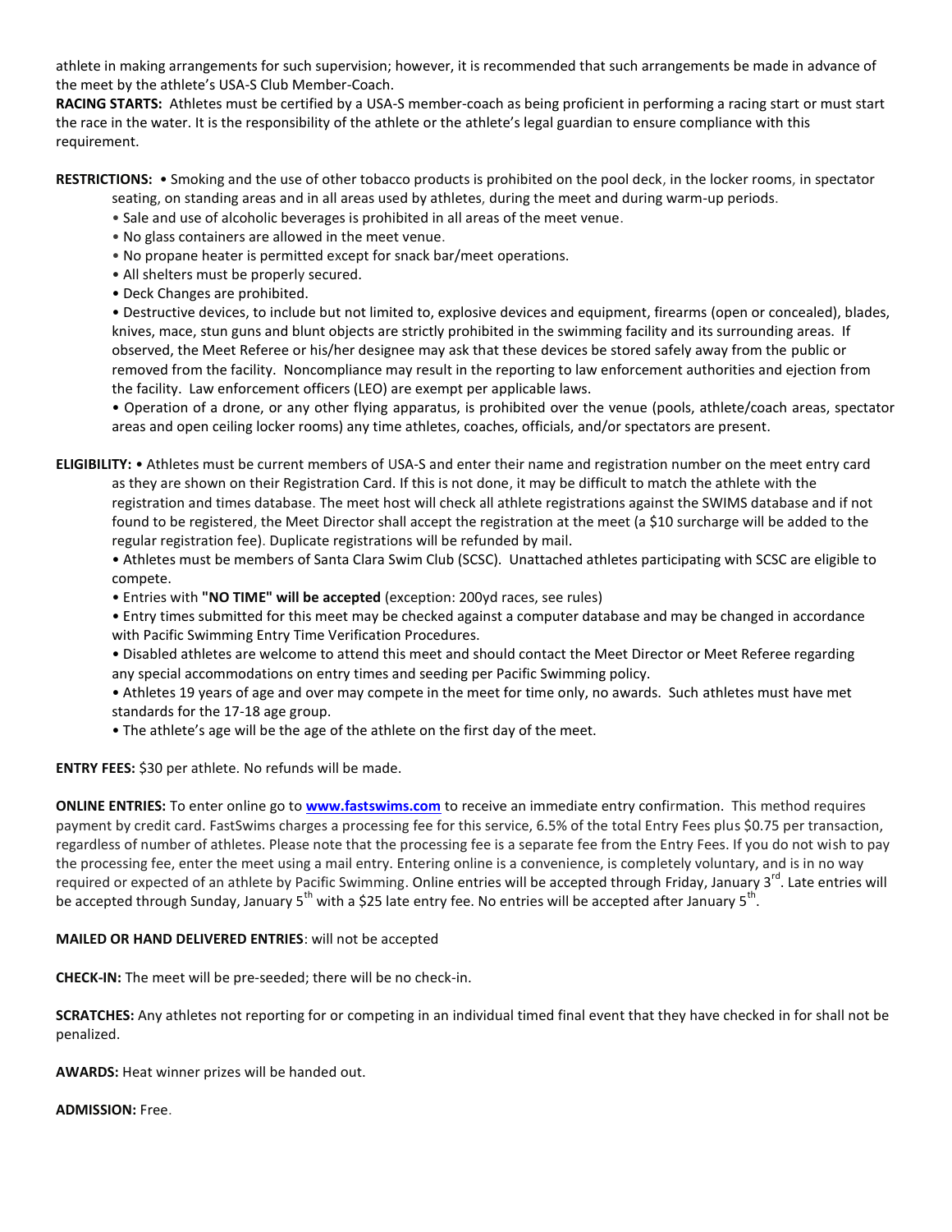athlete in making arrangements for such supervision; however, it is recommended that such arrangements be made in advance of the meet by the athlete's USA-S Club Member-Coach.

**RACING STARTS:** Athletes must be certified by a USA-S member-coach as being proficient in performing a racing start or must start the race in the water. It is the responsibility of the athlete or the athlete's legal guardian to ensure compliance with this requirement.

**RESTRICTIONS:**
- Smoking and the use of other tobacco products is prohibited on the pool deck, in the locker rooms, in spectator seating, on standing areas and in all areas used by athletes, during the meet and during warm-up periods.
- Sale and use of alcoholic beverages is prohibited in all areas of the meet venue.
- No glass containers are allowed in the meet venue.
- No propane heater is permitted except for snack bar/meet operations.
- All shelters must be properly secured.
- Deck Changes are prohibited.
- Destructive devices, to include but not limited to, explosive devices and equipment, firearms (open or concealed), blades, knives, mace, stun guns and blunt objects are strictly prohibited in the swimming facility and its surrounding areas. If observed, the Meet Referee or his/her designee may ask that these devices be stored safely away from the public or removed from the facility. Noncompliance may result in the reporting to law enforcement authorities and ejection from the facility. Law enforcement officers (LEO) are exempt per applicable laws.
- Operation of a drone, or any other flying apparatus, is prohibited over the venue (pools, athlete/coach areas, spectator areas and open ceiling locker rooms) any time athletes, coaches, officials, and/or spectators are present.

**ELIGIBILITY:**
- Athletes must be current members of USA-S and enter their name and registration number on the meet entry card as they are shown on their Registration Card. If this is not done, it may be difficult to match the athlete with the registration and times database. The meet host will check all athlete registrations against the SWIMS database and if not found to be registered, the Meet Director shall accept the registration at the meet (a $10 surcharge will be added to the regular registration fee). Duplicate registrations will be refunded by mail.
- Athletes must be members of Santa Clara Swim Club (SCSC). Unattached athletes participating with SCSC are eligible to compete.
- Entries with **"NO TIME" will be accepted** (exception: 200yd races, see rules)
- Entry times submitted for this meet may be checked against a computer database and may be changed in accordance with Pacific Swimming Entry Time Verification Procedures.
- Disabled athletes are welcome to attend this meet and should contact the Meet Director or Meet Referee regarding any special accommodations on entry times and seeding per Pacific Swimming policy.
- Athletes 19 years of age and over may compete in the meet for time only, no awards. Such athletes must have met standards for the 17-18 age group.
- The athlete's age will be the age of the athlete on the first day of the meet.

**ENTRY FEES:** $30 per athlete. No refunds will be made.

**ONLINE ENTRIES:** To enter online go to **www.fastswims.com** to receive an immediate entry confirmation. This method requires payment by credit card. FastSwims charges a processing fee for this service, 6.5% of the total Entry Fees plus $0.75 per transaction, regardless of number of athletes. Please note that the processing fee is a separate fee from the Entry Fees. If you do not wish to pay the processing fee, enter the meet using a mail entry. Entering online is a convenience, is completely voluntary, and is in no way required or expected of an athlete by Pacific Swimming. Online entries will be accepted through Friday, January 3rd. Late entries will be accepted through Sunday, January 5th with a $25 late entry fee. No entries will be accepted after January 5th.

**MAILED OR HAND DELIVERED ENTRIES**: will not be accepted

**CHECK-IN:** The meet will be pre-seeded; there will be no check-in.

**SCRATCHES:** Any athletes not reporting for or competing in an individual timed final event that they have checked in for shall not be penalized.

**AWARDS:** Heat winner prizes will be handed out.

**ADMISSION:** Free.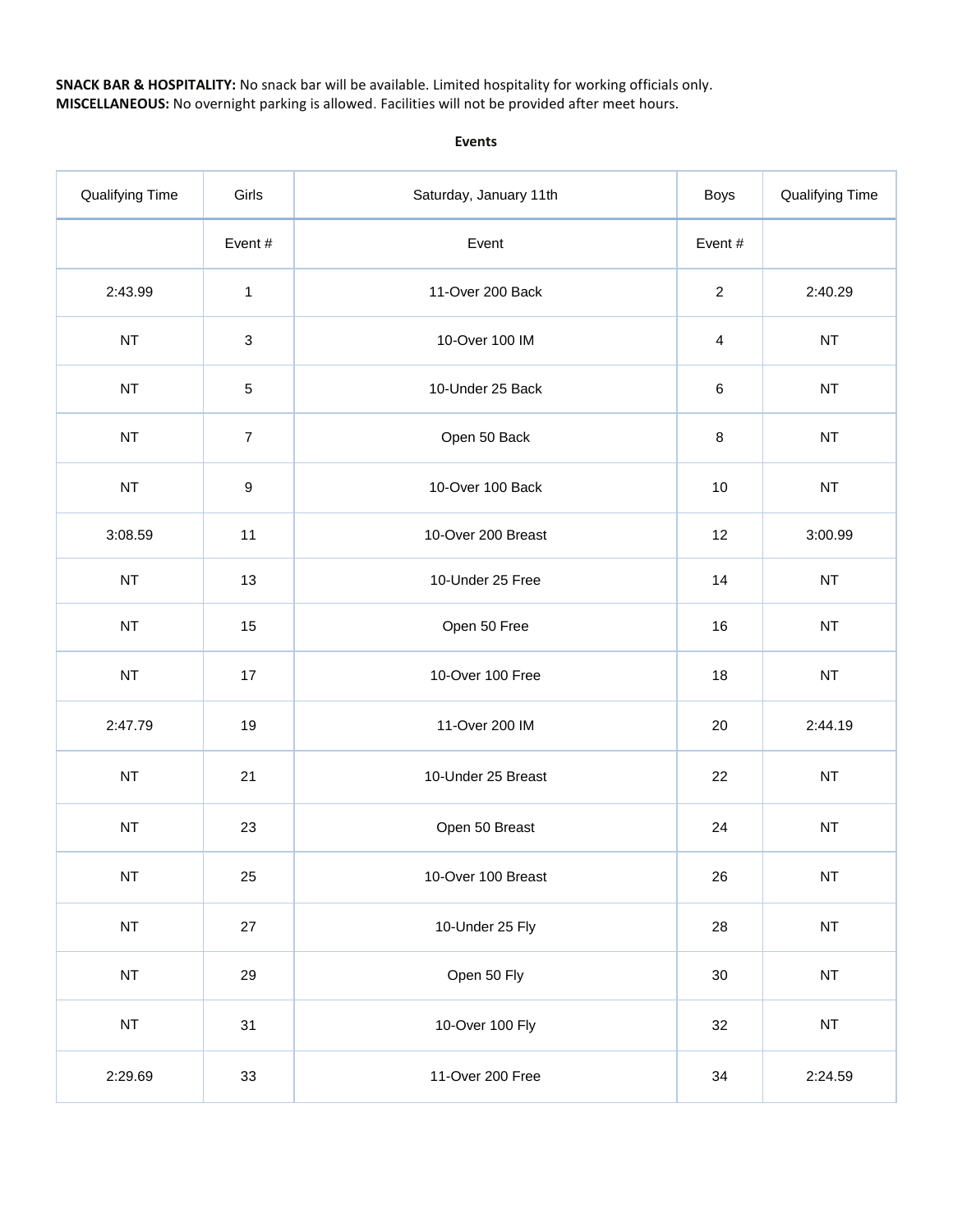**SNACK BAR & HOSPITALITY:** No snack bar will be available. Limited hospitality for working officials only.
**MISCELLANEOUS:** No overnight parking is allowed. Facilities will not be provided after meet hours.

**Events**

| Qualifying Time | Girls | Saturday, January 11th | Boys | Qualifying Time |
|---|---|---|---|---|
| | Event # | Event | Event # | |
| 2:43.99 | 1 | 11-Over 200 Back | 2 | 2:40.29 |
| NT | 3 | 10-Over 100 IM | 4 | NT |
| NT | 5 | 10-Under 25 Back | 6 | NT |
| NT | 7 | Open 50 Back | 8 | NT |
| NT | 9 | 10-Over 100 Back | 10 | NT |
| 3:08.59 | 11 | 10-Over 200 Breast | 12 | 3:00.99 |
| NT | 13 | 10-Under 25 Free | 14 | NT |
| NT | 15 | Open 50 Free | 16 | NT |
| NT | 17 | 10-Over 100 Free | 18 | NT |
| 2:47.79 | 19 | 11-Over 200 IM | 20 | 2:44.19 |
| NT | 21 | 10-Under 25 Breast | 22 | NT |
| NT | 23 | Open 50 Breast | 24 | NT |
| NT | 25 | 10-Over 100 Breast | 26 | NT |
| NT | 27 | 10-Under 25 Fly | 28 | NT |
| NT | 29 | Open 50 Fly | 30 | NT |
| NT | 31 | 10-Over 100 Fly | 32 | NT |
| 2:29.69 | 33 | 11-Over 200 Free | 34 | 2:24.59 |